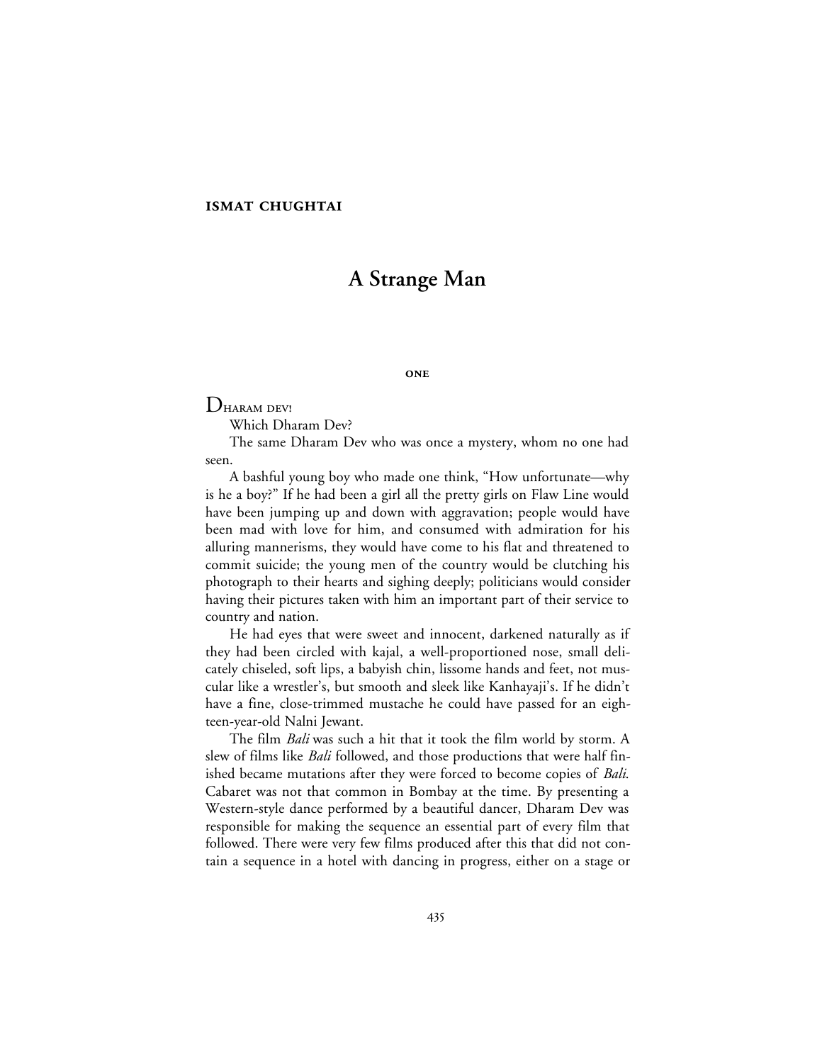**ISMAT CHUGHTAI**

# A Strange Man

## ONE

DHARAM DEV!

Which Dharam Dev?

The same Dharam Dev who was once a mystery, whom no one had seen.

A bashful young boy who made one think, "How unfortunate—why is he a boy?" If he had been a girl all the pretty girls on Flaw Line would have been jumping up and down with aggravation; people would have been mad with love for him, and consumed with admiration for his alluring mannerisms, they would have come to his flat and threatened to commit suicide; the young men of the country would be clutching his photograph to their hearts and sighing deeply; politicians would consider having their pictures taken with him an important part of their service to country and nation.

He had eyes that were sweet and innocent, darkened naturally as if they had been circled with kajal, a well-proportioned nose, small delicately chiseled, soft lips, a babyish chin, lissome hands and feet, not muscular like a wrestler's, but smooth and sleek like Kanhayaji's. If he didn't have a fine, close-trimmed mustache he could have passed for an eighteen-year-old Nalni Jewant.

The film *Bali* was such a hit that it took the film world by storm. A slew of films like *Bali* followed, and those productions that were half finished became mutations after they were forced to become copies of *Bali*. Cabaret was not that common in Bombay at the time. By presenting a Western-style dance performed by a beautiful dancer, Dharam Dev was responsible for making the sequence an essential part of every film that followed. There were very few films produced after this that did not contain a sequence in a hotel with dancing in progress, either on a stage or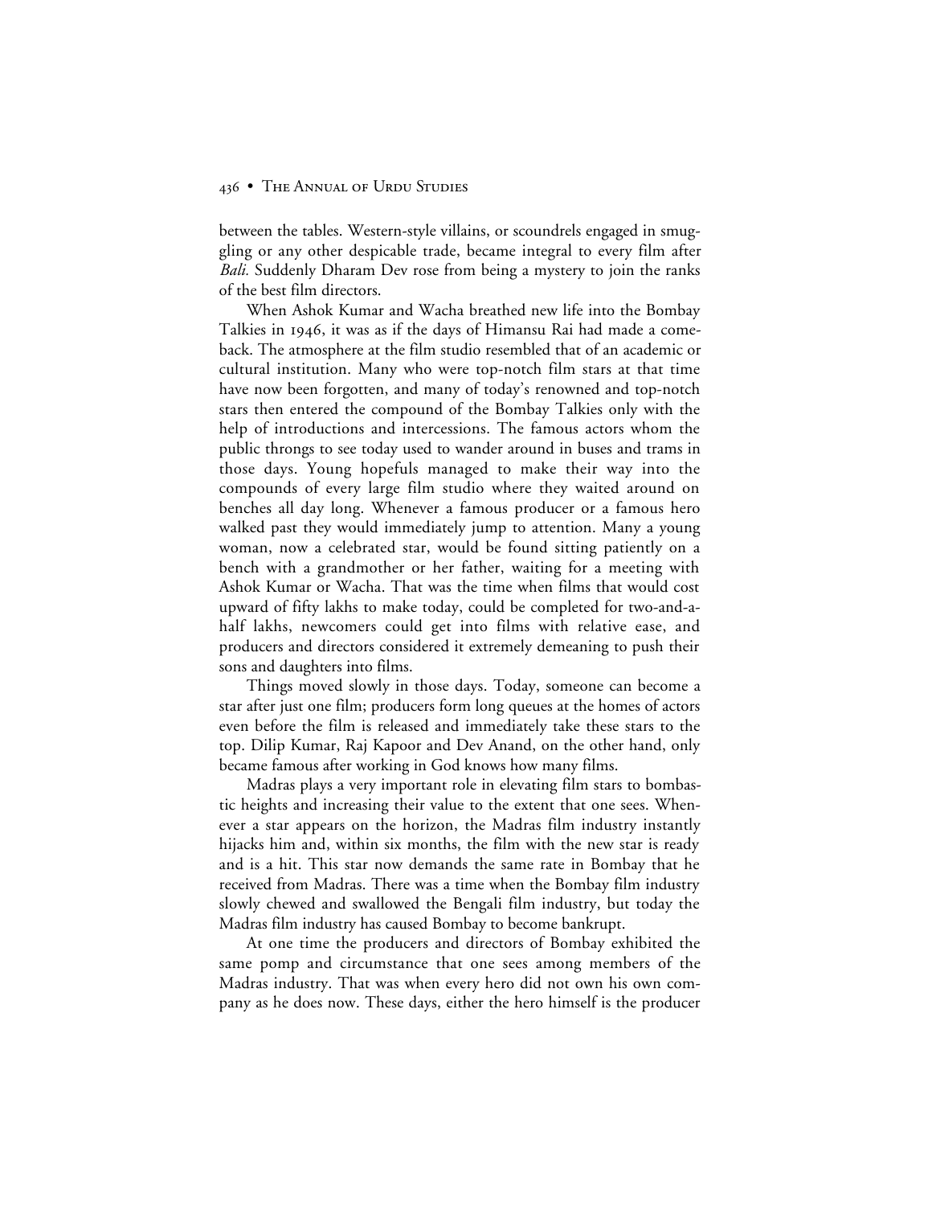between the tables. Western-style villains, or scoundrels engaged in smuggling or any other despicable trade, became integral to every film after *Bali.* Suddenly Dharam Dev rose from being a mystery to join the ranks of the best film directors.

When Ashok Kumar and Wacha breathed new life into the Bombay Talkies in 1946, it was as if the days of Himansu Rai had made a comeback. The atmosphere at the film studio resembled that of an academic or cultural institution. Many who were top-notch film stars at that time have now been forgotten, and many of today's renowned and top-notch stars then entered the compound of the Bombay Talkies only with the help of introductions and intercessions. The famous actors whom the public throngs to see today used to wander around in buses and trams in those days. Young hopefuls managed to make their way into the compounds of every large film studio where they waited around on benches all day long. Whenever a famous producer or a famous hero walked past they would immediately jump to attention. Many a young woman, now a celebrated star, would be found sitting patiently on a bench with a grandmother or her father, waiting for a meeting with Ashok Kumar or Wacha. That was the time when films that would cost upward of fifty lakhs to make today, could be completed for two-and-a-half lakhs, newcomers could get into films with relative ease, and producers and directors considered it extremely demeaning to push their sons and daughters into films.

Things moved slowly in those days. Today, someone can become a star after just one film; producers form long queues at the homes of actors even before the film is released and immediately take these stars to the top. Dilip Kumar, Raj Kapoor and Dev Anand, on the other hand, only became famous after working in God knows how many films.

Madras plays a very important role in elevating film stars to bombastic heights and increasing their value to the extent that one sees. Whenever a star appears on the horizon, the Madras film industry instantly hijacks him and, within six months, the film with the new star is ready and is a hit. This star now demands the same rate in Bombay that he received from Madras. There was a time when the Bombay film industry slowly chewed and swallowed the Bengali film industry, but today the Madras film industry has caused Bombay to become bankrupt.

At one time the producers and directors of Bombay exhibited the same pomp and circumstance that one sees among members of the Madras industry. That was when every hero did not own his own company as he does now. These days, either the hero himself is the producer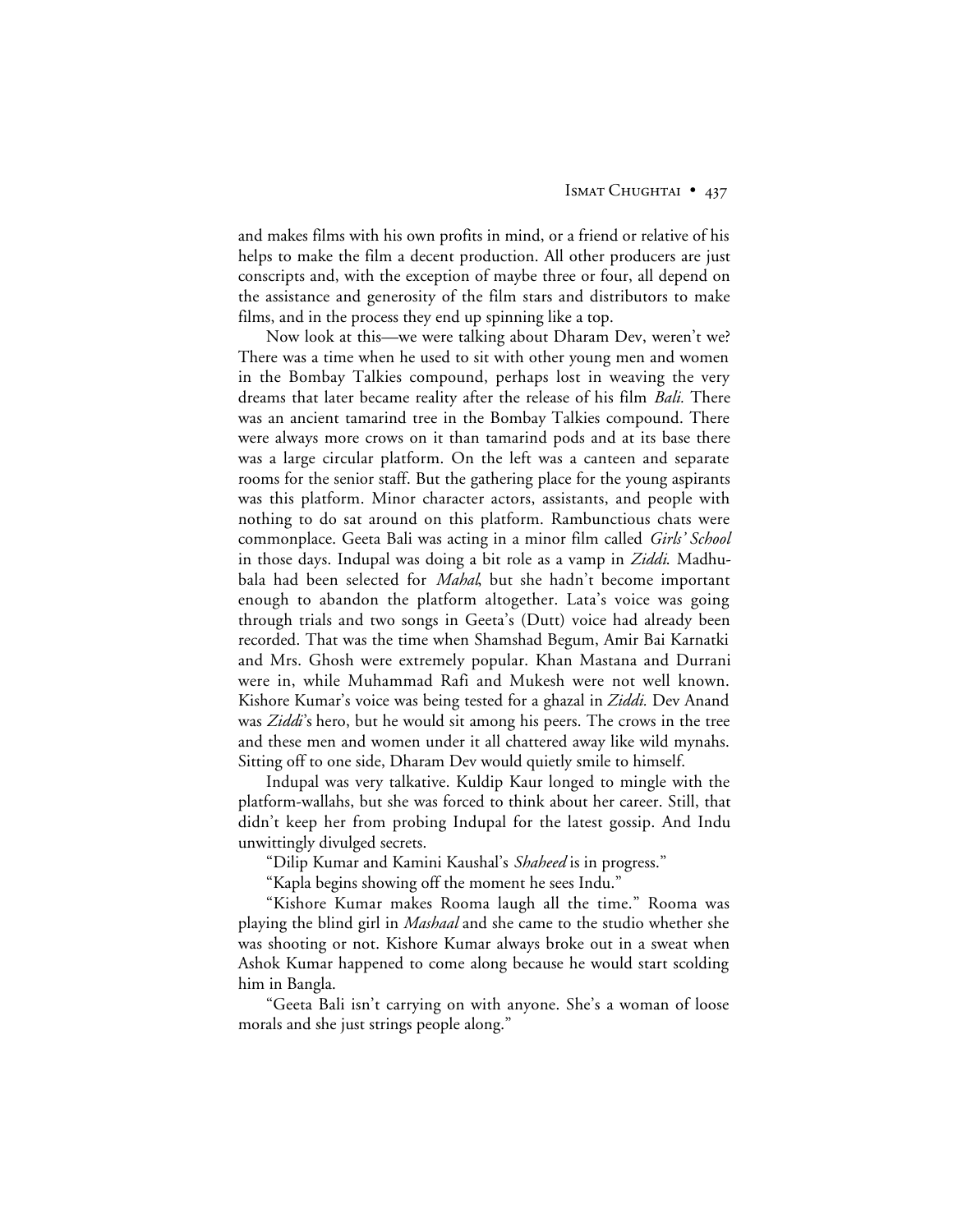and makes films with his own profits in mind, or a friend or relative of his helps to make the film a decent production. All other producers are just conscripts and, with the exception of maybe three or four, all depend on the assistance and generosity of the film stars and distributors to make films, and in the process they end up spinning like a top.

Now look at this—we were talking about Dharam Dev, weren't we? There was a time when he used to sit with other young men and women in the Bombay Talkies compound, perhaps lost in weaving the very dreams that later became reality after the release of his film *Bali.* There was an ancient tamarind tree in the Bombay Talkies compound. There were always more crows on it than tamarind pods and at its base there was a large circular platform. On the left was a canteen and separate rooms for the senior staff. But the gathering place for the young aspirants was this platform. Minor character actors, assistants, and people with nothing to do sat around on this platform. Rambunctious chats were commonplace. Geeta Bali was acting in a minor film called *Girls' School* in those days. Indupal was doing a bit role as a vamp in *Ziddi.* Madhubala had been selected for *Mahal,* but she hadn't become important enough to abandon the platform altogether. Lata's voice was going through trials and two songs in Geeta's (Dutt) voice had already been recorded. That was the time when Shamshad Begum, Amir Bai Karnatki and Mrs. Ghosh were extremely popular. Khan Mastana and Durrani were in, while Muhammad Rafi and Mukesh were not well known. Kishore Kumar's voice was being tested for a ghazal in *Ziddi.* Dev Anand was *Ziddi*'s hero, but he would sit among his peers. The crows in the tree and these men and women under it all chattered away like wild mynahs. Sitting off to one side, Dharam Dev would quietly smile to himself.

Indupal was very talkative. Kuldip Kaur longed to mingle with the platform-wallahs, but she was forced to think about her career. Still, that didn't keep her from probing Indupal for the latest gossip. And Indu unwittingly divulged secrets.

"Dilip Kumar and Kamini Kaushal's *Shaheed* is in progress."

"Kapla begins showing off the moment he sees Indu."

"Kishore Kumar makes Rooma laugh all the time." Rooma was playing the blind girl in *Mashaal* and she came to the studio whether she was shooting or not. Kishore Kumar always broke out in a sweat when Ashok Kumar happened to come along because he would start scolding him in Bangla.

"Geeta Bali isn't carrying on with anyone. She's a woman of loose morals and she just strings people along."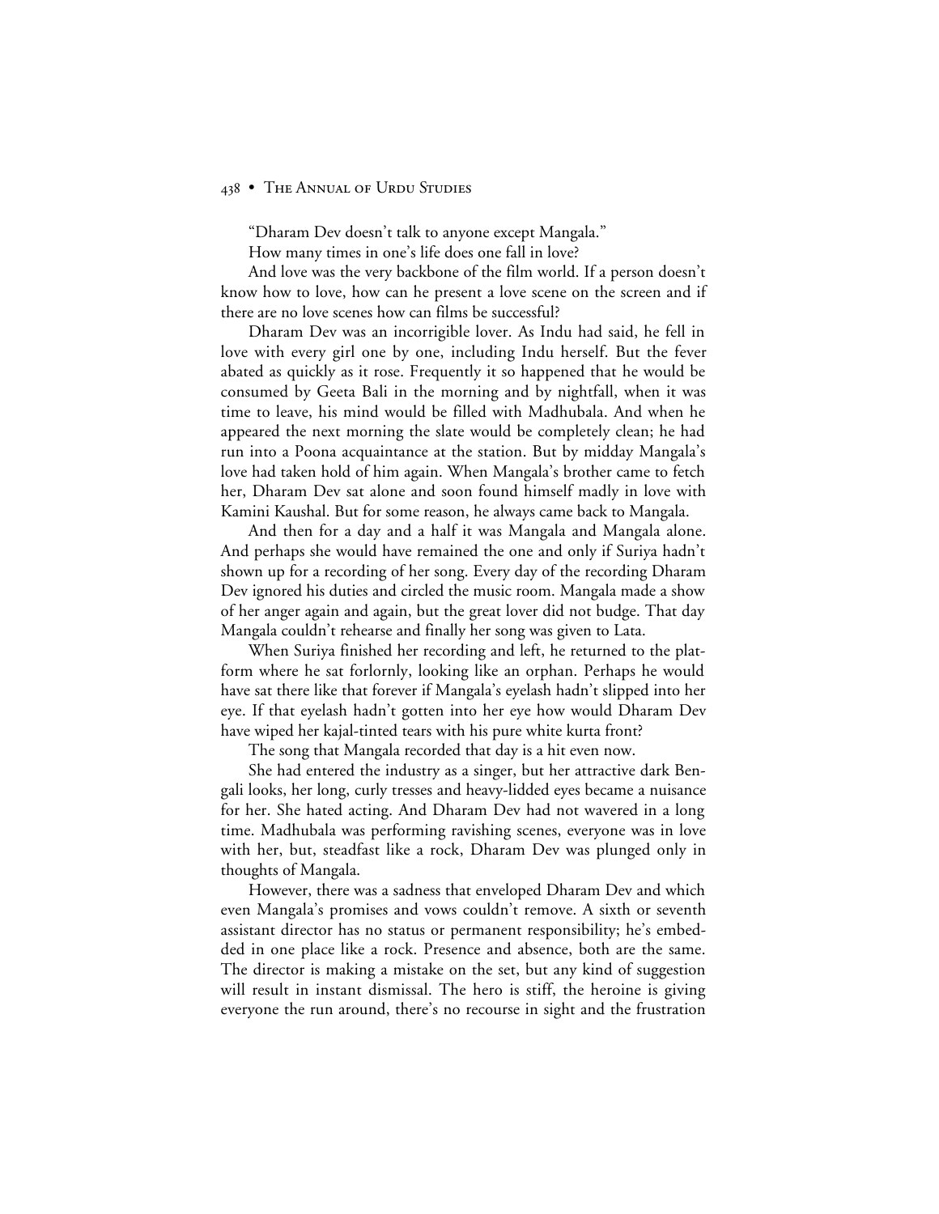"Dharam Dev doesn't talk to anyone except Mangala."

How many times in one's life does one fall in love?

And love was the very backbone of the film world. If a person doesn't know how to love, how can he present a love scene on the screen and if there are no love scenes how can films be successful?

Dharam Dev was an incorrigible lover. As Indu had said, he fell in love with every girl one by one, including Indu herself. But the fever abated as quickly as it rose. Frequently it so happened that he would be consumed by Geeta Bali in the morning and by nightfall, when it was time to leave, his mind would be filled with Madhubala. And when he appeared the next morning the slate would be completely clean; he had run into a Poona acquaintance at the station. But by midday Mangala's love had taken hold of him again. When Mangala's brother came to fetch her, Dharam Dev sat alone and soon found himself madly in love with Kamini Kaushal. But for some reason, he always came back to Mangala.

And then for a day and a half it was Mangala and Mangala alone. And perhaps she would have remained the one and only if Suriya hadn't shown up for a recording of her song. Every day of the recording Dharam Dev ignored his duties and circled the music room. Mangala made a show of her anger again and again, but the great lover did not budge. That day Mangala couldn't rehearse and finally her song was given to Lata.

When Suriya finished her recording and left, he returned to the platform where he sat forlornly, looking like an orphan. Perhaps he would have sat there like that forever if Mangala's eyelash hadn't slipped into her eye. If that eyelash hadn't gotten into her eye how would Dharam Dev have wiped her kajal-tinted tears with his pure white kurta front?

The song that Mangala recorded that day is a hit even now.

She had entered the industry as a singer, but her attractive dark Bengali looks, her long, curly tresses and heavy-lidded eyes became a nuisance for her. She hated acting. And Dharam Dev had not wavered in a long time. Madhubala was performing ravishing scenes, everyone was in love with her, but, steadfast like a rock, Dharam Dev was plunged only in thoughts of Mangala.

However, there was a sadness that enveloped Dharam Dev and which even Mangala's promises and vows couldn't remove. A sixth or seventh assistant director has no status or permanent responsibility; he's embedded in one place like a rock. Presence and absence, both are the same. The director is making a mistake on the set, but any kind of suggestion will result in instant dismissal. The hero is stiff, the heroine is giving everyone the run around, there's no recourse in sight and the frustration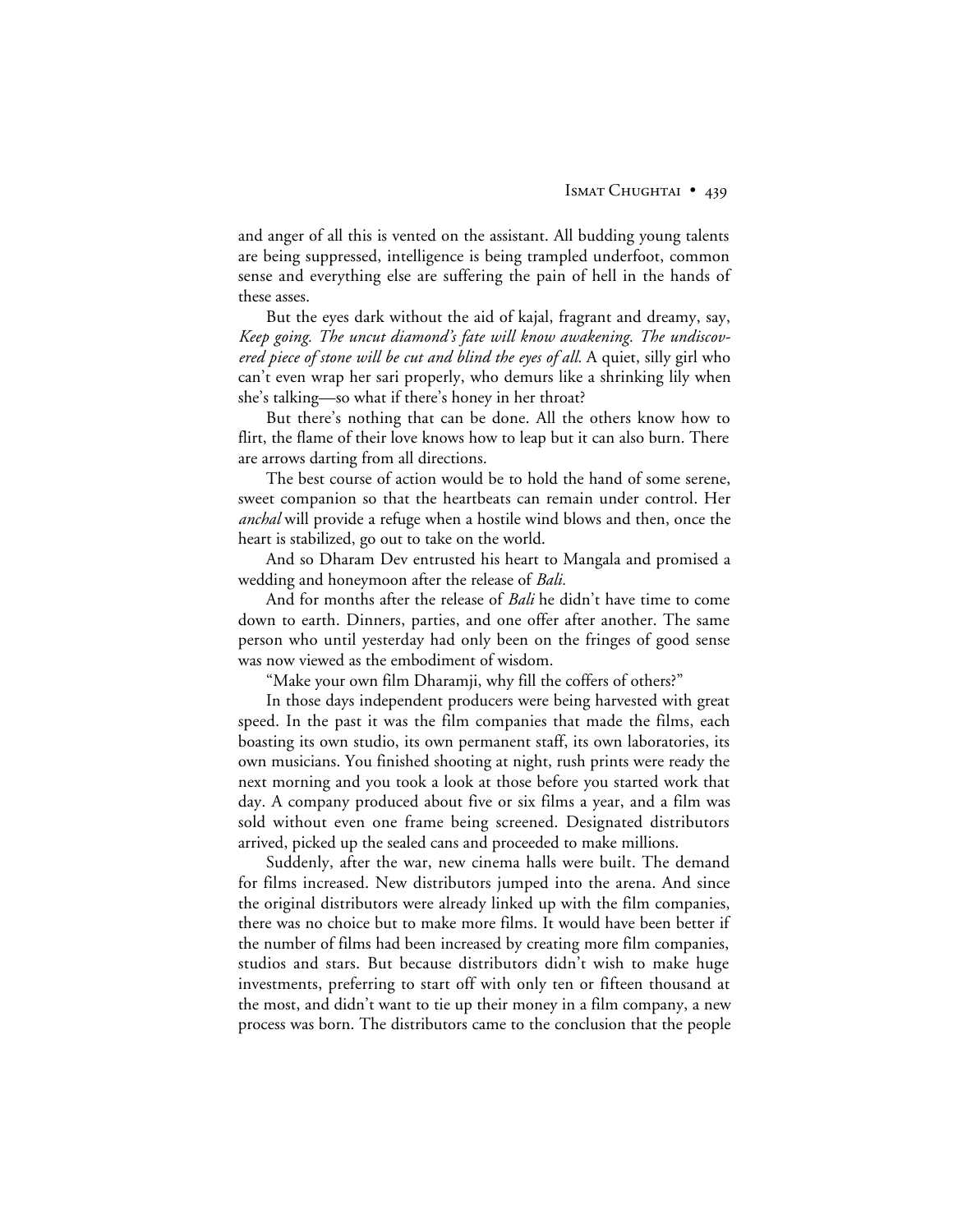and anger of all this is vented on the assistant. All budding young talents are being suppressed, intelligence is being trampled underfoot, common sense and everything else are suffering the pain of hell in the hands of these asses.

But the eyes dark without the aid of kajal, fragrant and dreamy, say, *Keep going. The uncut diamond's fate will know awakening. The undiscovered piece of stone will be cut and blind the eyes of all.* A quiet, silly girl who can't even wrap her sari properly, who demurs like a shrinking lily when she's talking—so what if there's honey in her throat?

But there's nothing that can be done. All the others know how to flirt, the flame of their love knows how to leap but it can also burn. There are arrows darting from all directions.

The best course of action would be to hold the hand of some serene, sweet companion so that the heartbeats can remain under control. Her *anchal* will provide a refuge when a hostile wind blows and then, once the heart is stabilized, go out to take on the world.

And so Dharam Dev entrusted his heart to Mangala and promised a wedding and honeymoon after the release of *Bali.*

And for months after the release of *Bali* he didn't have time to come down to earth. Dinners, parties, and one offer after another. The same person who until yesterday had only been on the fringes of good sense was now viewed as the embodiment of wisdom.

"Make your own film Dharamji, why fill the coffers of others?"

In those days independent producers were being harvested with great speed. In the past it was the film companies that made the films, each boasting its own studio, its own permanent staff, its own laboratories, its own musicians. You finished shooting at night, rush prints were ready the next morning and you took a look at those before you started work that day. A company produced about five or six films a year, and a film was sold without even one frame being screened. Designated distributors arrived, picked up the sealed cans and proceeded to make millions.

Suddenly, after the war, new cinema halls were built. The demand for films increased. New distributors jumped into the arena. And since the original distributors were already linked up with the film companies, there was no choice but to make more films. It would have been better if the number of films had been increased by creating more film companies, studios and stars. But because distributors didn't wish to make huge investments, preferring to start off with only ten or fifteen thousand at the most, and didn't want to tie up their money in a film company, a new process was born. The distributors came to the conclusion that the people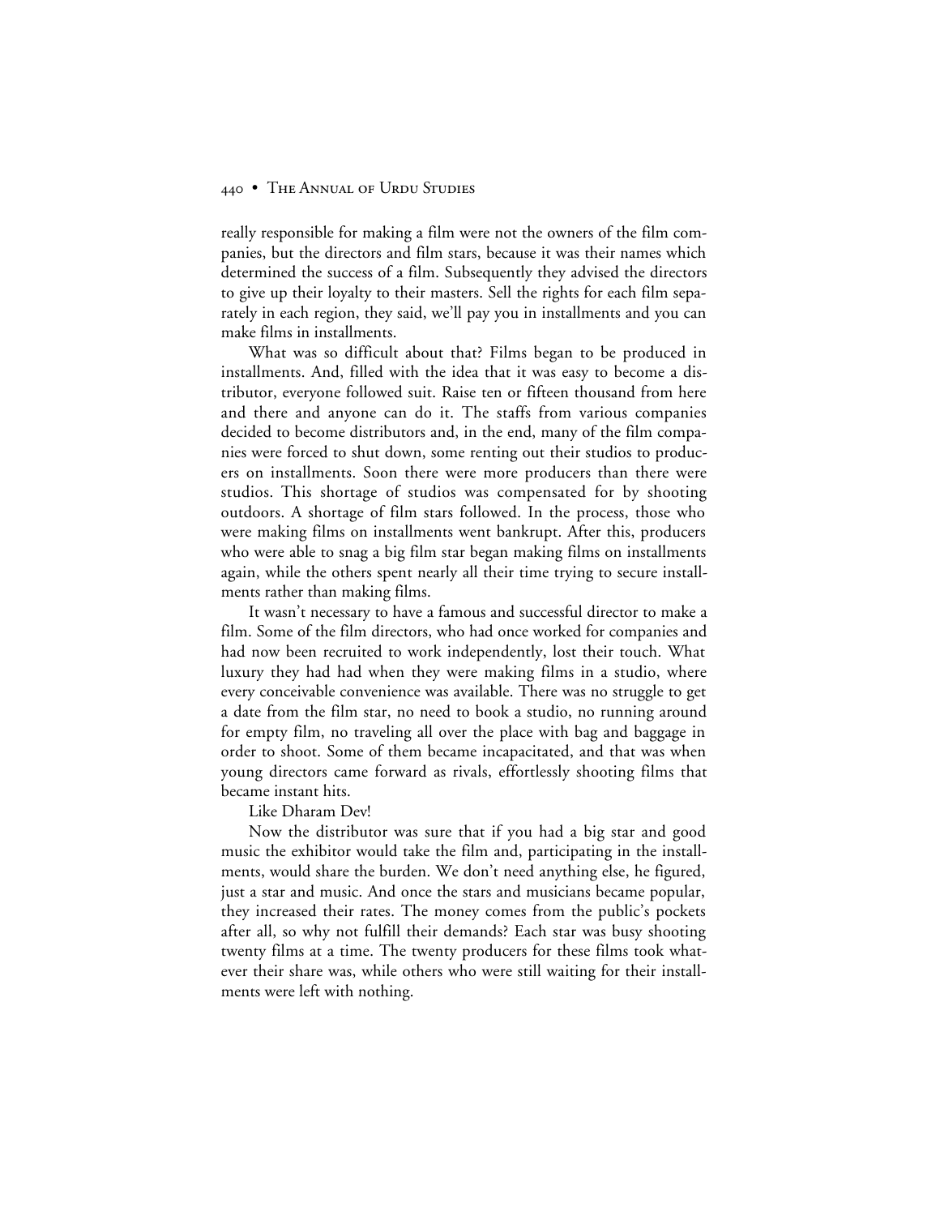really responsible for making a film were not the owners of the film companies, but the directors and film stars, because it was their names which determined the success of a film. Subsequently they advised the directors to give up their loyalty to their masters. Sell the rights for each film separately in each region, they said, we'll pay you in installments and you can make films in installments.

What was so difficult about that? Films began to be produced in installments. And, filled with the idea that it was easy to become a distributor, everyone followed suit. Raise ten or fifteen thousand from here and there and anyone can do it. The staffs from various companies decided to become distributors and, in the end, many of the film companies were forced to shut down, some renting out their studios to producers on installments. Soon there were more producers than there were studios. This shortage of studios was compensated for by shooting outdoors. A shortage of film stars followed. In the process, those who were making films on installments went bankrupt. After this, producers who were able to snag a big film star began making films on installments again, while the others spent nearly all their time trying to secure installments rather than making films.

It wasn't necessary to have a famous and successful director to make a film. Some of the film directors, who had once worked for companies and had now been recruited to work independently, lost their touch. What luxury they had had when they were making films in a studio, where every conceivable convenience was available. There was no struggle to get a date from the film star, no need to book a studio, no running around for empty film, no traveling all over the place with bag and baggage in order to shoot. Some of them became incapacitated, and that was when young directors came forward as rivals, effortlessly shooting films that became instant hits.

Like Dharam Dev!

Now the distributor was sure that if you had a big star and good music the exhibitor would take the film and, participating in the installments, would share the burden. We don't need anything else, he figured, just a star and music. And once the stars and musicians became popular, they increased their rates. The money comes from the public's pockets after all, so why not fulfill their demands? Each star was busy shooting twenty films at a time. The twenty producers for these films took whatever their share was, while others who were still waiting for their installments were left with nothing.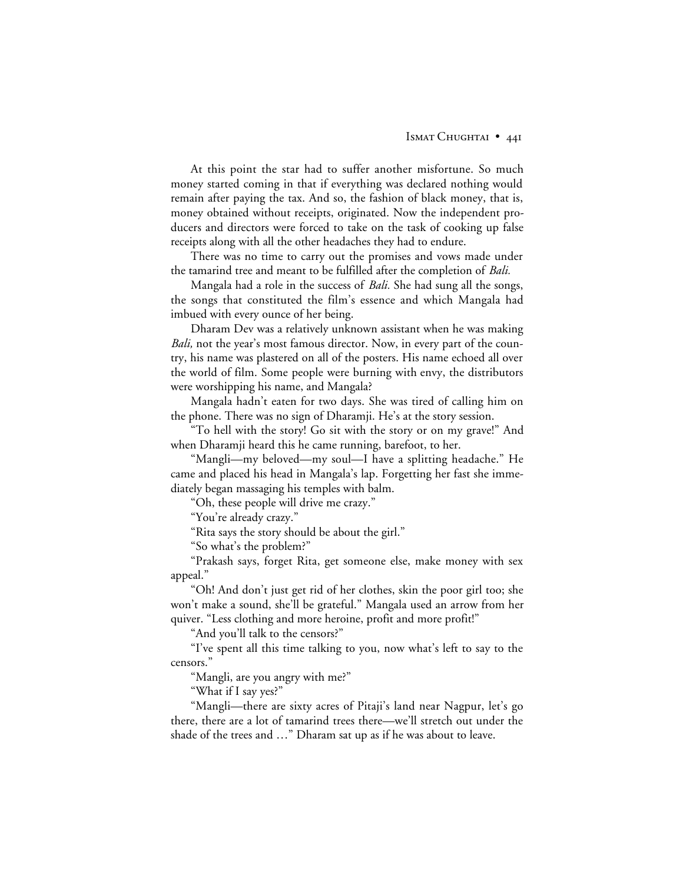At this point the star had to suffer another misfortune. So much money started coming in that if everything was declared nothing would remain after paying the tax. And so, the fashion of black money, that is, money obtained without receipts, originated. Now the independent producers and directors were forced to take on the task of cooking up false receipts along with all the other headaches they had to endure.

There was no time to carry out the promises and vows made under the tamarind tree and meant to be fulfilled after the completion of *Bali.*

Mangala had a role in the success of *Bali.* She had sung all the songs, the songs that constituted the film's essence and which Mangala had imbued with every ounce of her being.

Dharam Dev was a relatively unknown assistant when he was making *Bali,* not the year's most famous director. Now, in every part of the country, his name was plastered on all of the posters. His name echoed all over the world of film. Some people were burning with envy, the distributors were worshipping his name, and Mangala?

Mangala hadn't eaten for two days. She was tired of calling him on the phone. There was no sign of Dharamji. He's at the story session.

"To hell with the story! Go sit with the story or on my grave!" And when Dharamji heard this he came running, barefoot, to her.

"Mangli—my beloved—my soul—I have a splitting headache." He came and placed his head in Mangala's lap. Forgetting her fast she immediately began massaging his temples with balm.

"Oh, these people will drive me crazy."

"You're already crazy."

"Rita says the story should be about the girl."

"So what's the problem?"

"Prakash says, forget Rita, get someone else, make money with sex appeal."

"Oh! And don't just get rid of her clothes, skin the poor girl too; she won't make a sound, she'll be grateful." Mangala used an arrow from her quiver. "Less clothing and more heroine, profit and more profit!"

"And you'll talk to the censors?"

"I've spent all this time talking to you, now what's left to say to the censors."

"Mangli, are you angry with me?"

"What if I say yes?"

"Mangli—there are sixty acres of Pitaji's land near Nagpur, let's go there, there are a lot of tamarind trees there—we'll stretch out under the shade of the trees and …" Dharam sat up as if he was about to leave.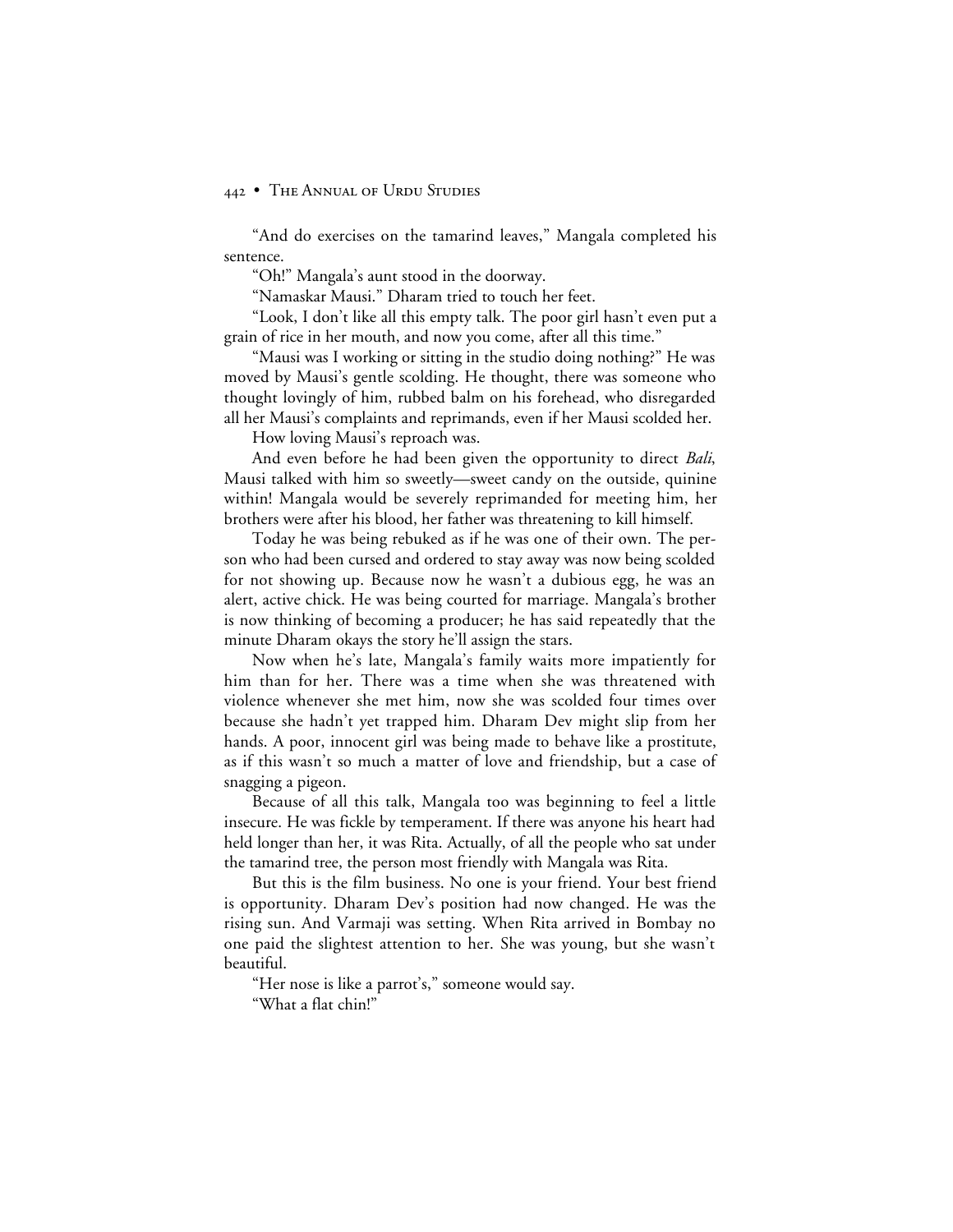"And do exercises on the tamarind leaves," Mangala completed his sentence.

"Oh!" Mangala's aunt stood in the doorway.

"Namaskar Mausi." Dharam tried to touch her feet.

"Look, I don't like all this empty talk. The poor girl hasn't even put a grain of rice in her mouth, and now you come, after all this time."

"Mausi was I working or sitting in the studio doing nothing?" He was moved by Mausi's gentle scolding. He thought, there was someone who thought lovingly of him, rubbed balm on his forehead, who disregarded all her Mausi's complaints and reprimands, even if her Mausi scolded her.

How loving Mausi's reproach was.

And even before he had been given the opportunity to direct *Bali*, Mausi talked with him so sweetly—sweet candy on the outside, quinine within! Mangala would be severely reprimanded for meeting him, her brothers were after his blood, her father was threatening to kill himself.

Today he was being rebuked as if he was one of their own. The person who had been cursed and ordered to stay away was now being scolded for not showing up. Because now he wasn't a dubious egg, he was an alert, active chick. He was being courted for marriage. Mangala's brother is now thinking of becoming a producer; he has said repeatedly that the minute Dharam okays the story he'll assign the stars.

Now when he's late, Mangala's family waits more impatiently for him than for her. There was a time when she was threatened with violence whenever she met him, now she was scolded four times over because she hadn't yet trapped him. Dharam Dev might slip from her hands. A poor, innocent girl was being made to behave like a prostitute, as if this wasn't so much a matter of love and friendship, but a case of snagging a pigeon.

Because of all this talk, Mangala too was beginning to feel a little insecure. He was fickle by temperament. If there was anyone his heart had held longer than her, it was Rita. Actually, of all the people who sat under the tamarind tree, the person most friendly with Mangala was Rita.

But this is the film business. No one is your friend. Your best friend is opportunity. Dharam Dev's position had now changed. He was the rising sun. And Varmaji was setting. When Rita arrived in Bombay no one paid the slightest attention to her. She was young, but she wasn't beautiful.

"Her nose is like a parrot's," someone would say.

"What a flat chin!"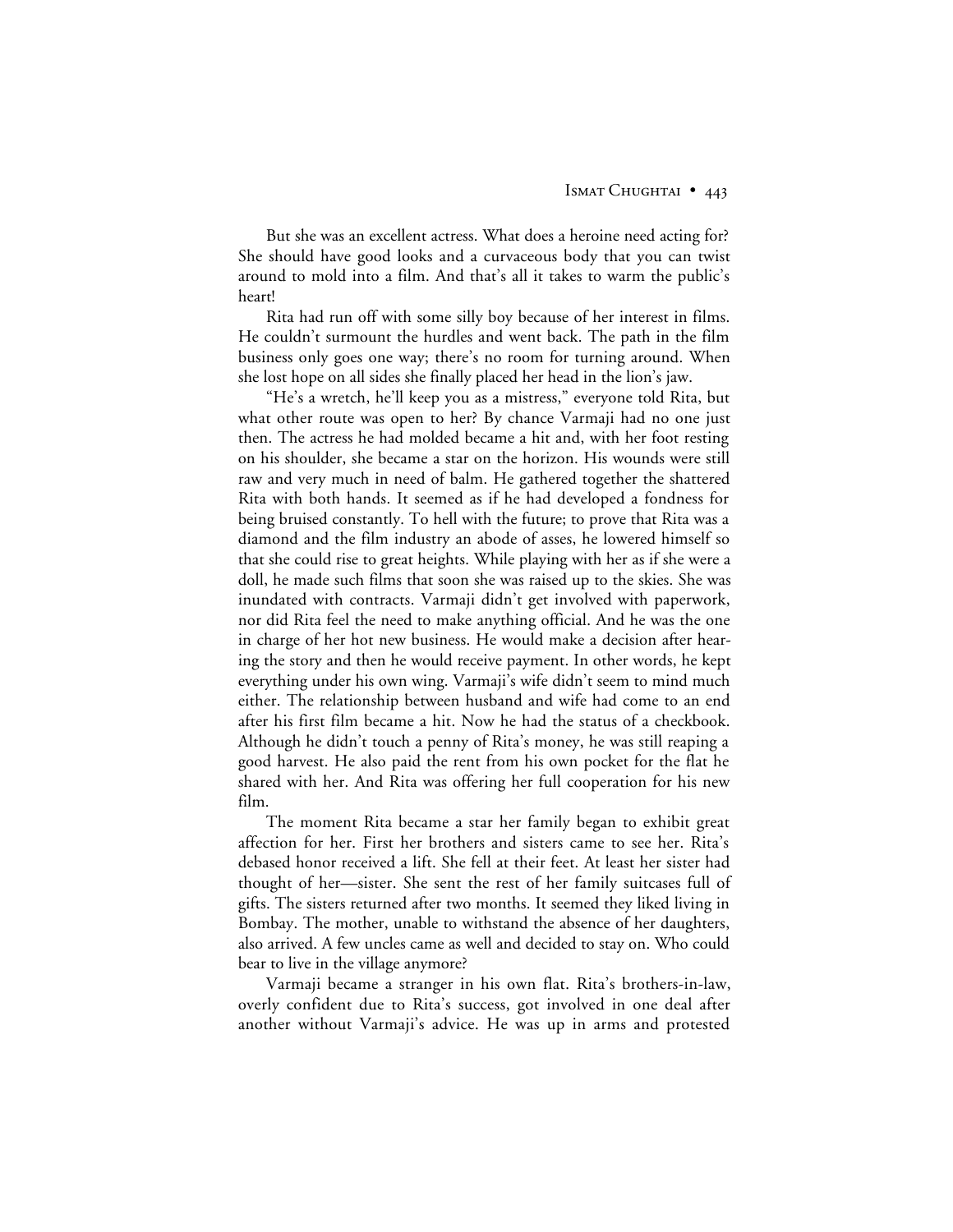But she was an excellent actress. What does a heroine need acting for? She should have good looks and a curvaceous body that you can twist around to mold into a film. And that's all it takes to warm the public's heart!

Rita had run off with some silly boy because of her interest in films. He couldn't surmount the hurdles and went back. The path in the film business only goes one way; there's no room for turning around. When she lost hope on all sides she finally placed her head in the lion's jaw.

"He's a wretch, he'll keep you as a mistress," everyone told Rita, but what other route was open to her? By chance Varmaji had no one just then. The actress he had molded became a hit and, with her foot resting on his shoulder, she became a star on the horizon. His wounds were still raw and very much in need of balm. He gathered together the shattered Rita with both hands. It seemed as if he had developed a fondness for being bruised constantly. To hell with the future; to prove that Rita was a diamond and the film industry an abode of asses, he lowered himself so that she could rise to great heights. While playing with her as if she were a doll, he made such films that soon she was raised up to the skies. She was inundated with contracts. Varmaji didn't get involved with paperwork, nor did Rita feel the need to make anything official. And he was the one in charge of her hot new business. He would make a decision after hearing the story and then he would receive payment. In other words, he kept everything under his own wing. Varmaji's wife didn't seem to mind much either. The relationship between husband and wife had come to an end after his first film became a hit. Now he had the status of a checkbook. Although he didn't touch a penny of Rita's money, he was still reaping a good harvest. He also paid the rent from his own pocket for the flat he shared with her. And Rita was offering her full cooperation for his new film.

The moment Rita became a star her family began to exhibit great affection for her. First her brothers and sisters came to see her. Rita's debased honor received a lift. She fell at their feet. At least her sister had thought of her—sister. She sent the rest of her family suitcases full of gifts. The sisters returned after two months. It seemed they liked living in Bombay. The mother, unable to withstand the absence of her daughters, also arrived. A few uncles came as well and decided to stay on. Who could bear to live in the village anymore?

Varmaji became a stranger in his own flat. Rita's brothers-in-law, overly confident due to Rita's success, got involved in one deal after another without Varmaji's advice. He was up in arms and protested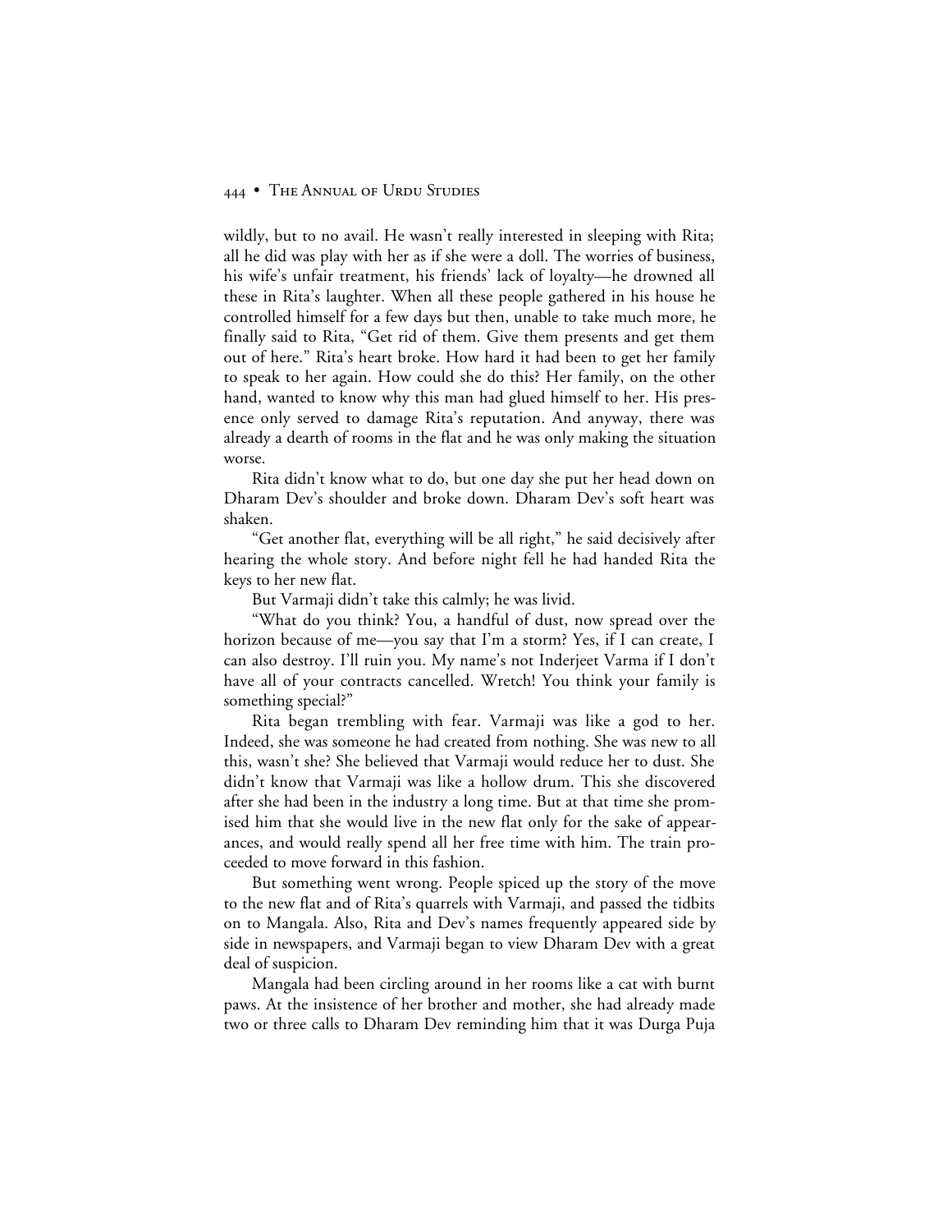wildly, but to no avail. He wasn't really interested in sleeping with Rita; all he did was play with her as if she were a doll. The worries of business, his wife's unfair treatment, his friends' lack of loyalty—he drowned all these in Rita's laughter. When all these people gathered in his house he controlled himself for a few days but then, unable to take much more, he finally said to Rita, "Get rid of them. Give them presents and get them out of here." Rita's heart broke. How hard it had been to get her family to speak to her again. How could she do this? Her family, on the other hand, wanted to know why this man had glued himself to her. His presence only served to damage Rita's reputation. And anyway, there was already a dearth of rooms in the flat and he was only making the situation worse.

Rita didn't know what to do, but one day she put her head down on Dharam Dev's shoulder and broke down. Dharam Dev's soft heart was shaken.

"Get another flat, everything will be all right," he said decisively after hearing the whole story. And before night fell he had handed Rita the keys to her new flat.

But Varmaji didn't take this calmly; he was livid.

"What do you think? You, a handful of dust, now spread over the horizon because of me—you say that I'm a storm? Yes, if I can create, I can also destroy. I'll ruin you. My name's not Inderjeet Varma if I don't have all of your contracts cancelled. Wretch! You think your family is something special?"

Rita began trembling with fear. Varmaji was like a god to her. Indeed, she was someone he had created from nothing. She was new to all this, wasn't she? She believed that Varmaji would reduce her to dust. She didn't know that Varmaji was like a hollow drum. This she discovered after she had been in the industry a long time. But at that time she promised him that she would live in the new flat only for the sake of appearances, and would really spend all her free time with him. The train proceeded to move forward in this fashion.

But something went wrong. People spiced up the story of the move to the new flat and of Rita's quarrels with Varmaji, and passed the tidbits on to Mangala. Also, Rita and Dev's names frequently appeared side by side in newspapers, and Varmaji began to view Dharam Dev with a great deal of suspicion.

Mangala had been circling around in her rooms like a cat with burnt paws. At the insistence of her brother and mother, she had already made two or three calls to Dharam Dev reminding him that it was Durga Puja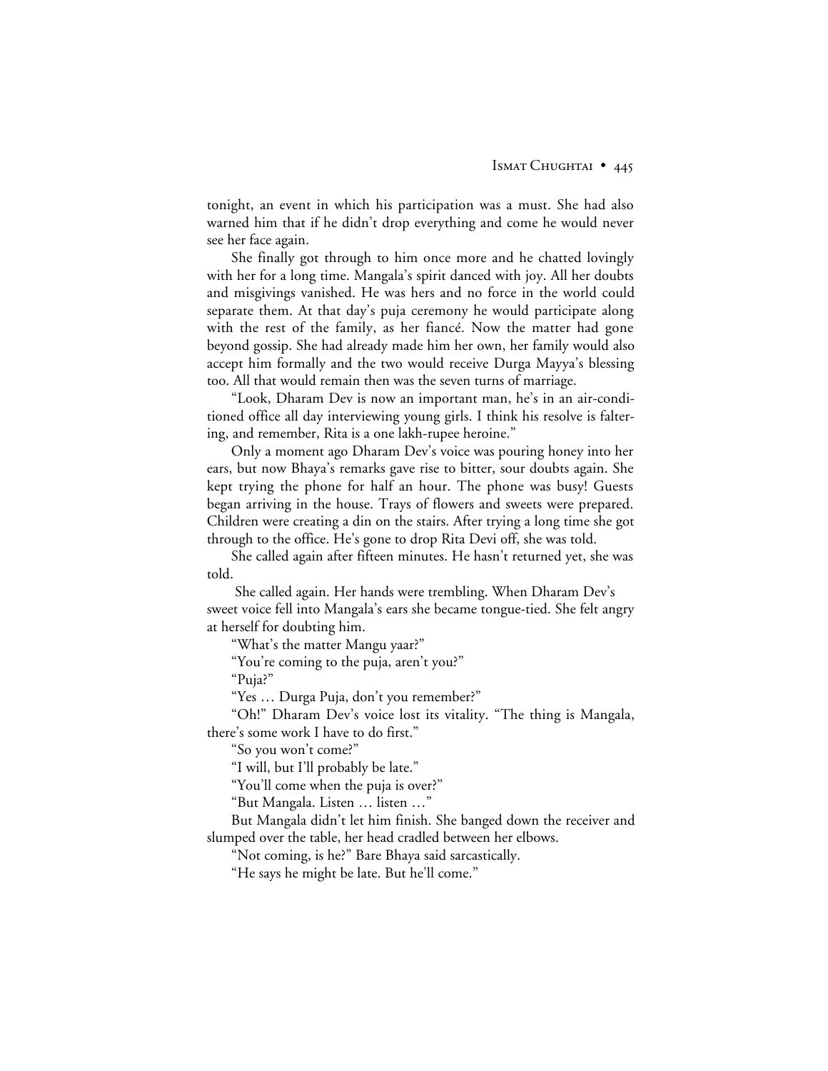tonight, an event in which his participation was a must. She had also warned him that if he didn't drop everything and come he would never see her face again.

She finally got through to him once more and he chatted lovingly with her for a long time. Mangala's spirit danced with joy. All her doubts and misgivings vanished. He was hers and no force in the world could separate them. At that day's puja ceremony he would participate along with the rest of the family, as her fiancé. Now the matter had gone beyond gossip. She had already made him her own, her family would also accept him formally and the two would receive Durga Mayya's blessing too. All that would remain then was the seven turns of marriage.

"Look, Dharam Dev is now an important man, he's in an air-conditioned office all day interviewing young girls. I think his resolve is faltering, and remember, Rita is a one lakh-rupee heroine."

Only a moment ago Dharam Dev's voice was pouring honey into her ears, but now Bhaya's remarks gave rise to bitter, sour doubts again. She kept trying the phone for half an hour. The phone was busy! Guests began arriving in the house. Trays of flowers and sweets were prepared. Children were creating a din on the stairs. After trying a long time she got through to the office. He's gone to drop Rita Devi off, she was told.

She called again after fifteen minutes. He hasn't returned yet, she was told.

She called again. Her hands were trembling. When Dharam Dev's sweet voice fell into Mangala's ears she became tongue-tied. She felt angry at herself for doubting him.

"What's the matter Mangu yaar?"

"You're coming to the puja, aren't you?"

"Puja?"

"Yes … Durga Puja, don't you remember?"

"Oh!" Dharam Dev's voice lost its vitality. "The thing is Mangala, there's some work I have to do first."

"So you won't come?"

"I will, but I'll probably be late."

"You'll come when the puja is over?"

"But Mangala. Listen … listen …"

But Mangala didn't let him finish. She banged down the receiver and slumped over the table, her head cradled between her elbows.

"Not coming, is he?" Bare Bhaya said sarcastically.

"He says he might be late. But he'll come."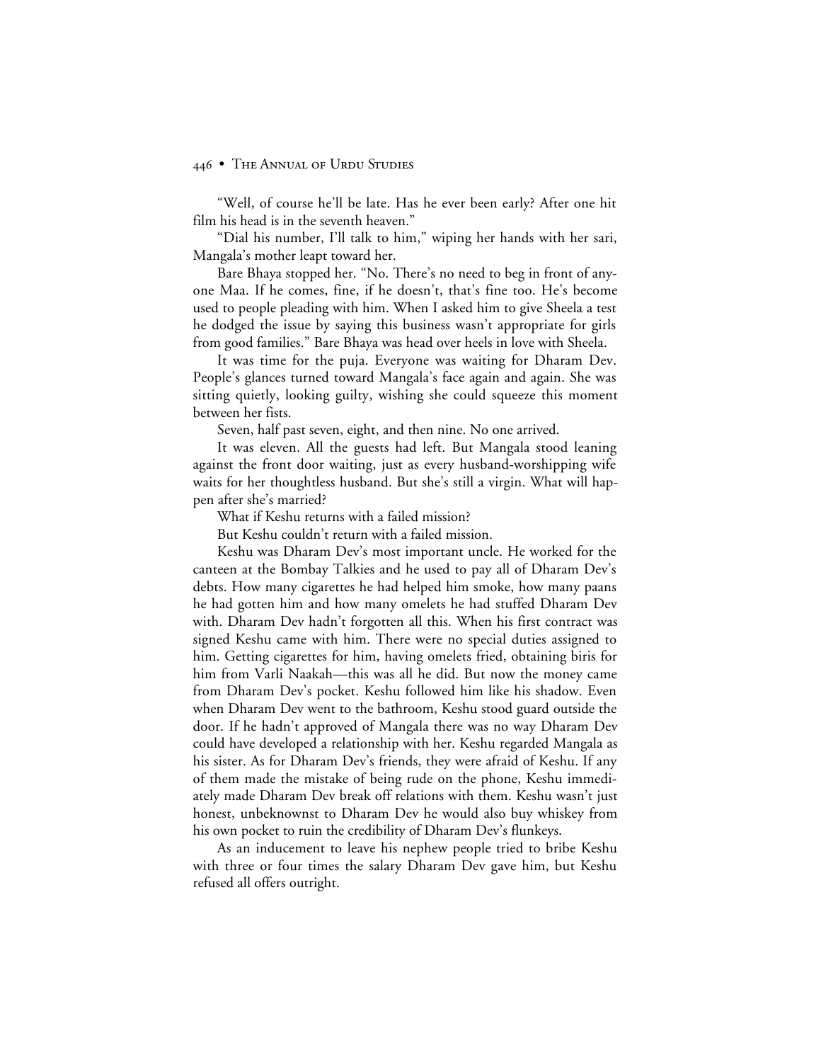"Well, of course he'll be late. Has he ever been early? After one hit film his head is in the seventh heaven."

"Dial his number, I'll talk to him," wiping her hands with her sari, Mangala's mother leapt toward her.

Bare Bhaya stopped her. "No. There's no need to beg in front of anyone Maa. If he comes, fine, if he doesn't, that's fine too. He's become used to people pleading with him. When I asked him to give Sheela a test he dodged the issue by saying this business wasn't appropriate for girls from good families." Bare Bhaya was head over heels in love with Sheela.

It was time for the puja. Everyone was waiting for Dharam Dev. People's glances turned toward Mangala's face again and again. She was sitting quietly, looking guilty, wishing she could squeeze this moment between her fists.

Seven, half past seven, eight, and then nine. No one arrived.

It was eleven. All the guests had left. But Mangala stood leaning against the front door waiting, just as every husband-worshipping wife waits for her thoughtless husband. But she's still a virgin. What will happen after she's married?

What if Keshu returns with a failed mission?

But Keshu couldn't return with a failed mission.

Keshu was Dharam Dev's most important uncle. He worked for the canteen at the Bombay Talkies and he used to pay all of Dharam Dev's debts. How many cigarettes he had helped him smoke, how many paans he had gotten him and how many omelets he had stuffed Dharam Dev with. Dharam Dev hadn't forgotten all this. When his first contract was signed Keshu came with him. There were no special duties assigned to him. Getting cigarettes for him, having omelets fried, obtaining biris for him from Varli Naakah—this was all he did. But now the money came from Dharam Dev's pocket. Keshu followed him like his shadow. Even when Dharam Dev went to the bathroom, Keshu stood guard outside the door. If he hadn't approved of Mangala there was no way Dharam Dev could have developed a relationship with her. Keshu regarded Mangala as his sister. As for Dharam Dev's friends, they were afraid of Keshu. If any of them made the mistake of being rude on the phone, Keshu immediately made Dharam Dev break off relations with them. Keshu wasn't just honest, unbeknownst to Dharam Dev he would also buy whiskey from his own pocket to ruin the credibility of Dharam Dev's flunkeys.

As an inducement to leave his nephew people tried to bribe Keshu with three or four times the salary Dharam Dev gave him, but Keshu refused all offers outright.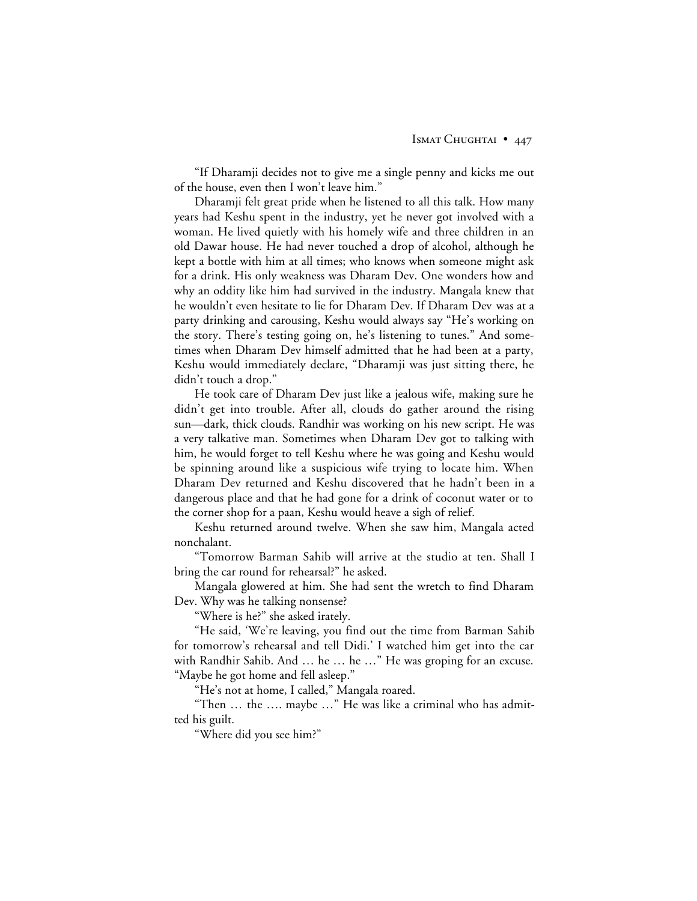"If Dharamji decides not to give me a single penny and kicks me out of the house, even then I won't leave him."

Dharamji felt great pride when he listened to all this talk. How many years had Keshu spent in the industry, yet he never got involved with a woman. He lived quietly with his homely wife and three children in an old Dawar house. He had never touched a drop of alcohol, although he kept a bottle with him at all times; who knows when someone might ask for a drink. His only weakness was Dharam Dev. One wonders how and why an oddity like him had survived in the industry. Mangala knew that he wouldn't even hesitate to lie for Dharam Dev. If Dharam Dev was at a party drinking and carousing, Keshu would always say "He's working on the story. There's testing going on, he's listening to tunes." And sometimes when Dharam Dev himself admitted that he had been at a party, Keshu would immediately declare, "Dharamji was just sitting there, he didn't touch a drop."

He took care of Dharam Dev just like a jealous wife, making sure he didn't get into trouble. After all, clouds do gather around the rising sun—dark, thick clouds. Randhir was working on his new script. He was a very talkative man. Sometimes when Dharam Dev got to talking with him, he would forget to tell Keshu where he was going and Keshu would be spinning around like a suspicious wife trying to locate him. When Dharam Dev returned and Keshu discovered that he hadn't been in a dangerous place and that he had gone for a drink of coconut water or to the corner shop for a paan, Keshu would heave a sigh of relief.

Keshu returned around twelve. When she saw him, Mangala acted nonchalant.

"Tomorrow Barman Sahib will arrive at the studio at ten. Shall I bring the car round for rehearsal?" he asked.

Mangala glowered at him. She had sent the wretch to find Dharam Dev. Why was he talking nonsense?

"Where is he?" she asked irately.

"He said, 'We're leaving, you find out the time from Barman Sahib for tomorrow's rehearsal and tell Didi.' I watched him get into the car with Randhir Sahib. And … he … he …" He was groping for an excuse. "Maybe he got home and fell asleep."

"He's not at home, I called," Mangala roared.

"Then … the …. maybe …" He was like a criminal who has admitted his guilt.

"Where did you see him?"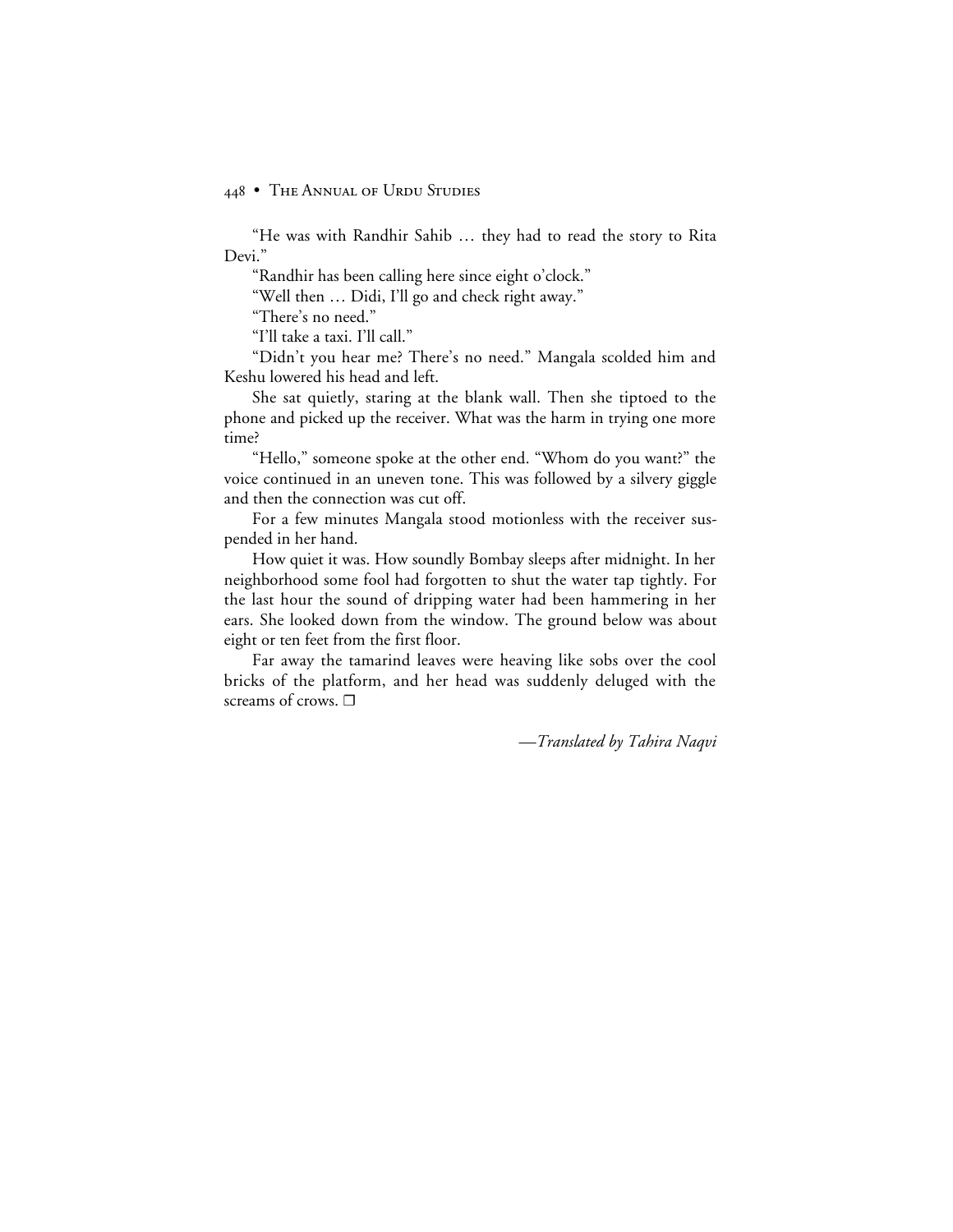"He was with Randhir Sahib … they had to read the story to Rita Devi."

"Randhir has been calling here since eight o'clock."

"Well then … Didi, I'll go and check right away."

"There's no need."

"I'll take a taxi. I'll call."

"Didn't you hear me? There's no need." Mangala scolded him and Keshu lowered his head and left.

She sat quietly, staring at the blank wall. Then she tiptoed to the phone and picked up the receiver. What was the harm in trying one more time?

"Hello," someone spoke at the other end. "Whom do you want?" the voice continued in an uneven tone. This was followed by a silvery giggle and then the connection was cut off.

For a few minutes Mangala stood motionless with the receiver suspended in her hand.

How quiet it was. How soundly Bombay sleeps after midnight. In her neighborhood some fool had forgotten to shut the water tap tightly. For the last hour the sound of dripping water had been hammering in her ears. She looked down from the window. The ground below was about eight or ten feet from the first floor.

Far away the tamarind leaves were heaving like sobs over the cool bricks of the platform, and her head was suddenly deluged with the screams of crows. ❐

*—Translated by Tahira Naqvi*